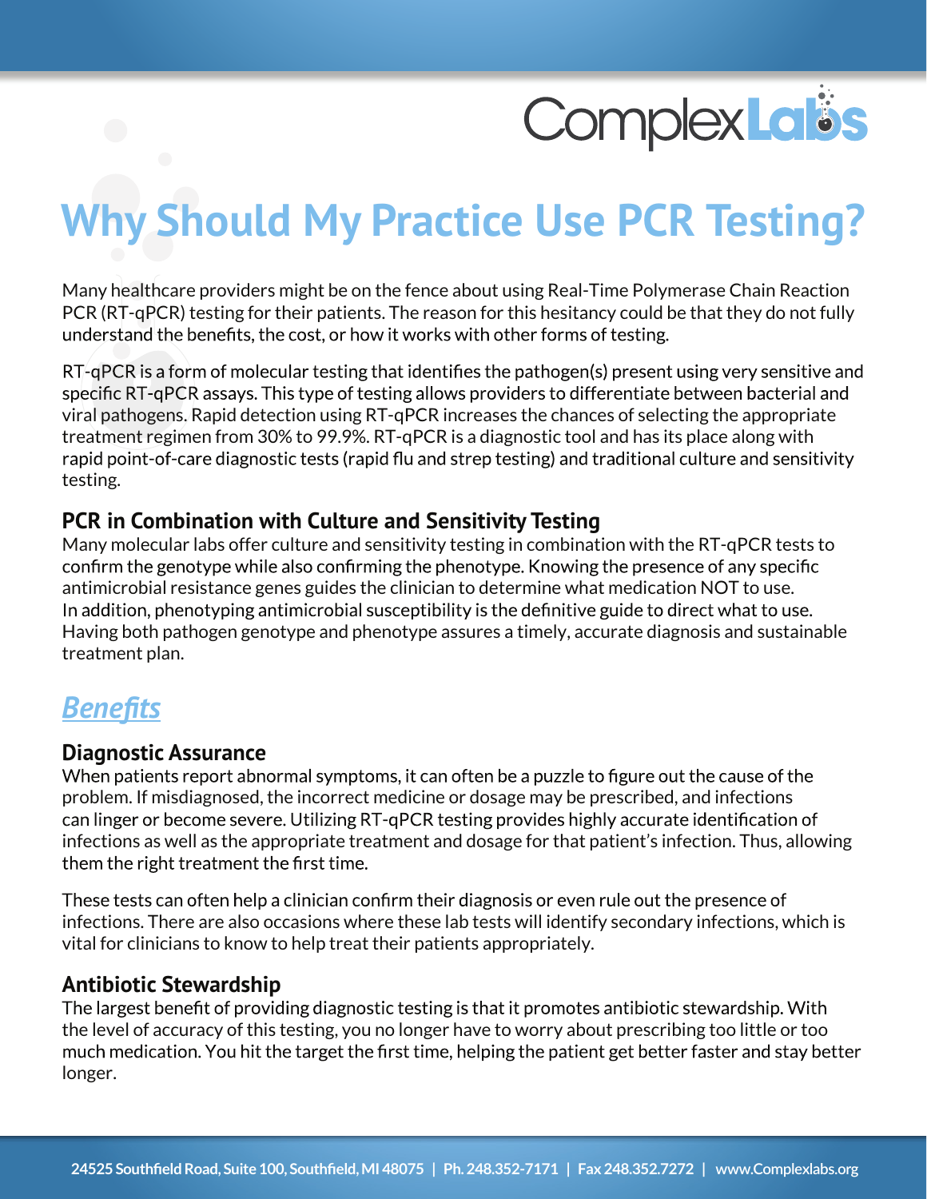# Why Should My Practice Use PCR Testing?

Many healthcare providers might be on the fence about using Real-Time Polymerase Chain Reaction PCR (RT-qPCR) testing for their patients. The reason for this hesitancy could be that they do not fully understand the benefits, the cost, or how it works with other forms of testing.

RT-qPCR is a form of molecular testing that identifies the pathogen(s) present using very sensitive and specific RT-qPCR assays. This type of testing allows providers to differentiate between bacterial and viral pathogens. Rapid detection using RT-qPCR increases the chances of selecting the appropriate treatment regimen from 30% to 99.9%. RT-qPCR is a diagnostic tool and has its place along with rapid point-of-care diagnostic tests (rapid flu and strep testing) and traditional culture and sensitivity testing.

### PCR in Combination with Culture and Sensitivity Testing

Many molecular labs offer culture and sensitivity testing in combination with the RT-qPCR tests to confirm the genotype while also confirming the phenotype. Knowing the presence of any specific antimicrobial resistance genes guides the clinician to determine what medication NOT to use. In addition, phenotyping antimicrobial susceptibility is the definitive guide to direct what to use. Having both pathogen genotype and phenotype assures a timely, accurate diagnosis and sustainable treatment plan.

## *Benefits*

### Diagnostic Assurance

When patients report abnormal symptoms, it can often be a puzzle to figure out the cause of the problem. If misdiagnosed, the incorrect medicine or dosage may be prescribed, and infections can linger or become severe. Utilizing RT-qPCR testing provides highly accurate identification of infections as well as the appropriate treatment and dosage for that patient's infection. Thus, allowing them the right treatment the first time.

These tests can often help a clinician confirm their diagnosis or even rule out the presence of infections. There are also occasions where these lab tests will identify secondary infections, which is vital for clinicians to know to help treat their patients appropriately.

### Antibiotic Stewardship

The largest benefit of providing diagnostic testing is that it promotes antibiotic stewardship. With the level of accuracy of this testing, you no longer have to worry about prescribing too little or too much medication. You hit the target the first time, helping the patient get better faster and stay better longer.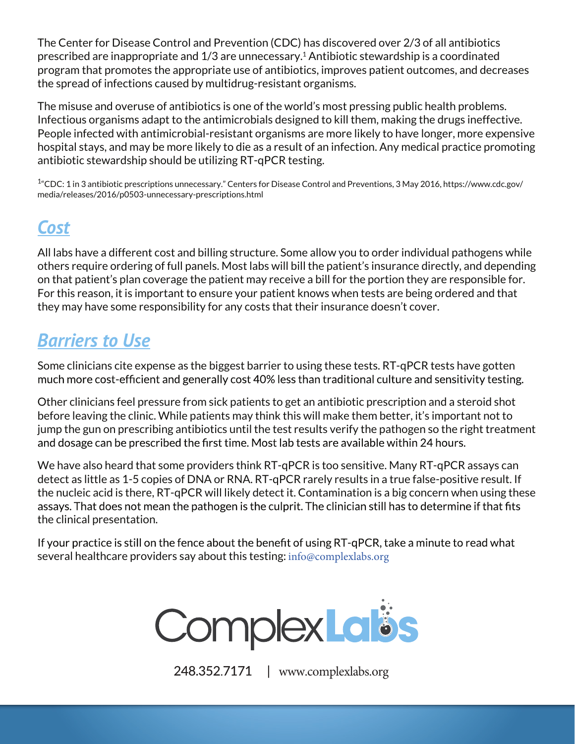The Center for Disease Control and Prevention (CDC) has discovered over 2/3 of all antibiotics prescribed are inappropriate and 1/3 are unnecessary.[1] Antibiotic stewardship is a coordinated program that promotes the appropriate use of antibiotics, improves patient outcomes, and decreases the spread of infections caused by multidrug-resistant organisms.

The misuse and overuse of antibiotics is one of the world's most pressing public health problems. Infectious organisms adapt to the antimicrobials designed to kill them, making the drugs ineffective. People infected with antimicrobial-resistant organisms are more likely to have longer, more expensive hospital stays, and may be more likely to die as a result of an infection. Any medical practice promoting antibiotic stewardship should be utilizing RT-qPCR testing.

[1]"CDC: 1 in 3 antibiotic prescriptions unnecessary." Centers for Disease Control and Preventions, 3 May 2016, https://www.cdc.gov/media/releases/2016/p0503-unnecessary-prescriptions.html

## *Cost*

All labs have a different cost and billing structure. Some allow you to order individual pathogens while others require ordering of full panels. Most labs will bill the patient's insurance directly, and depending on that patient's plan coverage the patient may receive a bill for the portion they are responsible for. For this reason, it is important to ensure your patient knows when tests are being ordered and that they may have some responsibility for any costs that their insurance doesn't cover.

## *Barriers to Use*

Some clinicians cite expense as the biggest barrier to using these tests. RT-qPCR tests have gotten much more cost-efficient and generally cost 40% less than traditional culture and sensitivity testing.

Other clinicians feel pressure from sick patients to get an antibiotic prescription and a steroid shot before leaving the clinic. While patients may think this will make them better, it's important not to jump the gun on prescribing antibiotics until the test results verify the pathogen so the right treatment and dosage can be prescribed the first time. Most lab tests are available within 24 hours.

We have also heard that some providers think RT-qPCR is too sensitive. Many RT-qPCR assays can detect as little as 1-5 copies of DNA or RNA. RT-qPCR rarely results in a true false-positive result. If the nucleic acid is there, RT-qPCR will likely detect it. Contamination is a big concern when using these assays. That does not mean the pathogen is the culprit. The clinician still has to determine if that fits the clinical presentation.

If your practice is still on the fence about the benefit of using RT-qPCR, take a minute to read what several healthcare providers say about this testing: info@complexlabs.org

ComplexLabs

248.352.7171 | www.complexlabs.org